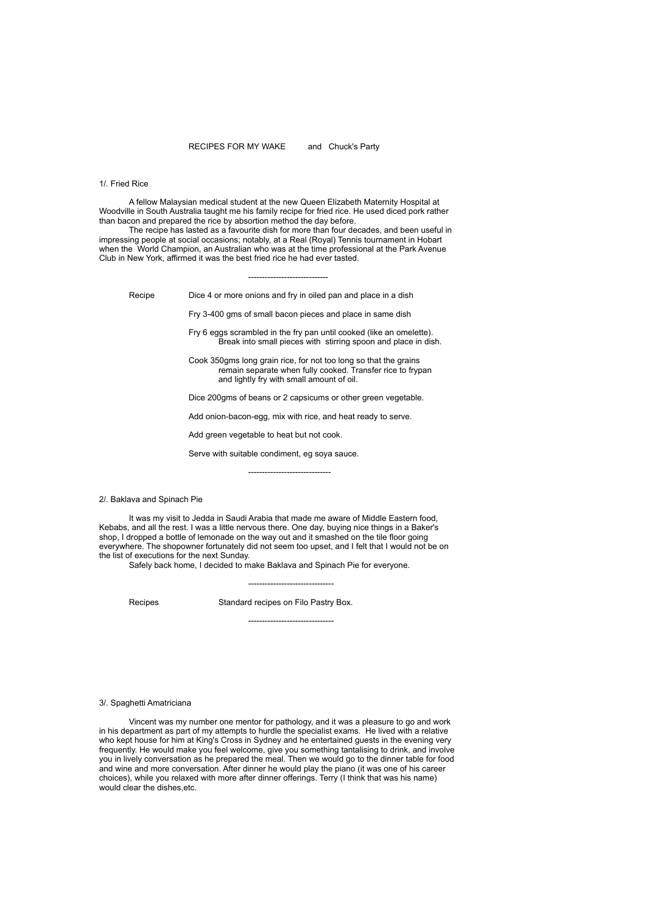# RECIPES FOR MY WAKE and Chuck's Party

## 1/. Fried Rice

A fellow Malaysian medical student at the new Queen Elizabeth Maternity Hospital at Woodville in South Australia taught me his family recipe for fried rice. He used diced pork rather than bacon and prepared the rice by absortion method the day before.

The recipe has lasted as a favourite dish for more than four decades, and been useful in impressing people at social occasions; notably, at a Real (Royal) Tennis tournament in Hobart when the World Champion, an Australian who was at the time professional at the Park Avenue Club in New York, affirmed it was the best fried rice he had ever tasted.

-----------------------------

Recipe

Dice 4 or more onions and fry in oiled pan and place in a dish

Fry 3-400 gms of small bacon pieces and place in same dish

Fry 6 eggs scrambled in the fry pan until cooked (like an omelette). Break into small pieces with stirring spoon and place in dish.

Cook 350gms long grain rice, for not too long so that the grains remain separate when fully cooked. Transfer rice to frypan and lightly fry with small amount of oil.

Dice 200gms of beans or 2 capsicums or other green vegetable.

Add onion-bacon-egg, mix with rice, and heat ready to serve.

Add green vegetable to heat but not cook.

Serve with suitable condiment, eg soya sauce.

------------------------------

## 2/. Baklava and Spinach Pie

It was my visit to Jedda in Saudi Arabia that made me aware of Middle Eastern food, Kebabs, and all the rest. I was a little nervous there. One day, buying nice things in a Baker's shop, I dropped a bottle of lemonade on the way out and it smashed on the tile floor going everywhere. The shopowner fortunately did not seem too upset, and I felt that I would not be on the list of executions for the next Sunday.

Safely back home, I decided to make Baklava and Spinach Pie for everyone.

-------------------------------

Recipes Standard recipes on Filo Pastry Box.

-------------------------------

## 3/. Spaghetti Amatriciana

Vincent was my number one mentor for pathology, and it was a pleasure to go and work in his department as part of my attempts to hurdle the specialist exams. He lived with a relative who kept house for him at King's Cross in Sydney and he entertained guests in the evening very frequently. He would make you feel welcome, give you something tantalising to drink, and involve you in lively conversation as he prepared the meal. Then we would go to the dinner table for food and wine and more conversation. After dinner he would play the piano (it was one of his career choices), while you relaxed with more after dinner offerings. Terry (I think that was his name) would clear the dishes,etc.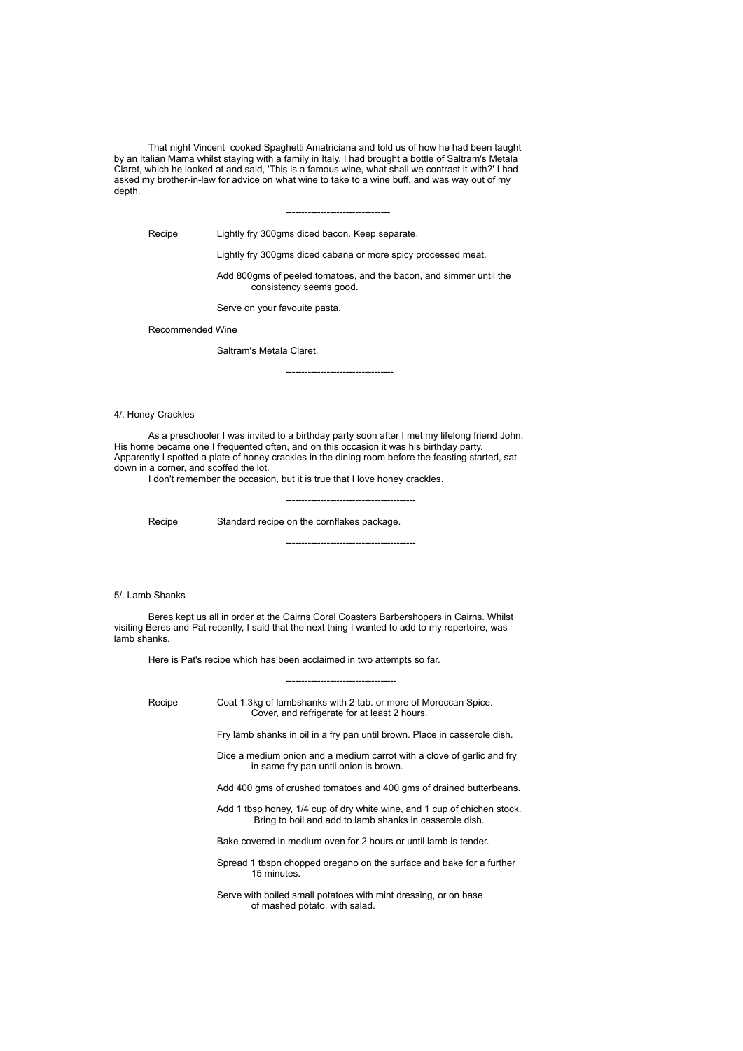That night Vincent cooked Spaghetti Amatriciana and told us of how he had been taught by an Italian Mama whilst staying with a family in Italy. I had brought a bottle of Saltram's Metala Claret, which he looked at and said, 'This is a famous wine, what shall we contrast it with?' I had asked my brother-in-law for advice on what wine to take to a wine buff, and was way out of my depth.

---

Recipe

Lightly fry 300gms diced bacon. Keep separate.

Lightly fry 300gms diced cabana or more spicy processed meat.

Add 800gms of peeled tomatoes, and the bacon, and simmer until the consistency seems good.

Serve on your favouite pasta.

Recommended Wine

Saltram's Metala Claret.

---

4/. Honey Crackles

As a preschooler I was invited to a birthday party soon after I met my lifelong friend John. His home became one I frequented often, and on this occasion it was his birthday party. Apparently I spotted a plate of honey crackles in the dining room before the feasting started, sat down in a corner, and scoffed the lot.

I don't remember the occasion, but it is true that I love honey crackles.

---

Recipe

Standard recipe on the cornflakes package.

---

5/. Lamb Shanks

Beres kept us all in order at the Cairns Coral Coasters Barbershopers in Cairns. Whilst visiting Beres and Pat recently, I said that the next thing I wanted to add to my repertoire, was lamb shanks.

Here is Pat's recipe which has been acclaimed in two attempts so far.

---

Recipe

Coat 1.3kg of lambshanks with 2 tab. or more of Moroccan Spice. Cover, and refrigerate for at least 2 hours.

Fry lamb shanks in oil in a fry pan until brown. Place in casserole dish.

Dice a medium onion and a medium carrot with a clove of garlic and fry in same fry pan until onion is brown.

Add 400 gms of crushed tomatoes and 400 gms of drained butterbeans.

Add 1 tbsp honey, 1/4 cup of dry white wine, and 1 cup of chichen stock. Bring to boil and add to lamb shanks in casserole dish.

Bake covered in medium oven for 2 hours or until lamb is tender.

Spread 1 tbspn chopped oregano on the surface and bake for a further 15 minutes.

Serve with boiled small potatoes with mint dressing, or on base of mashed potato, with salad.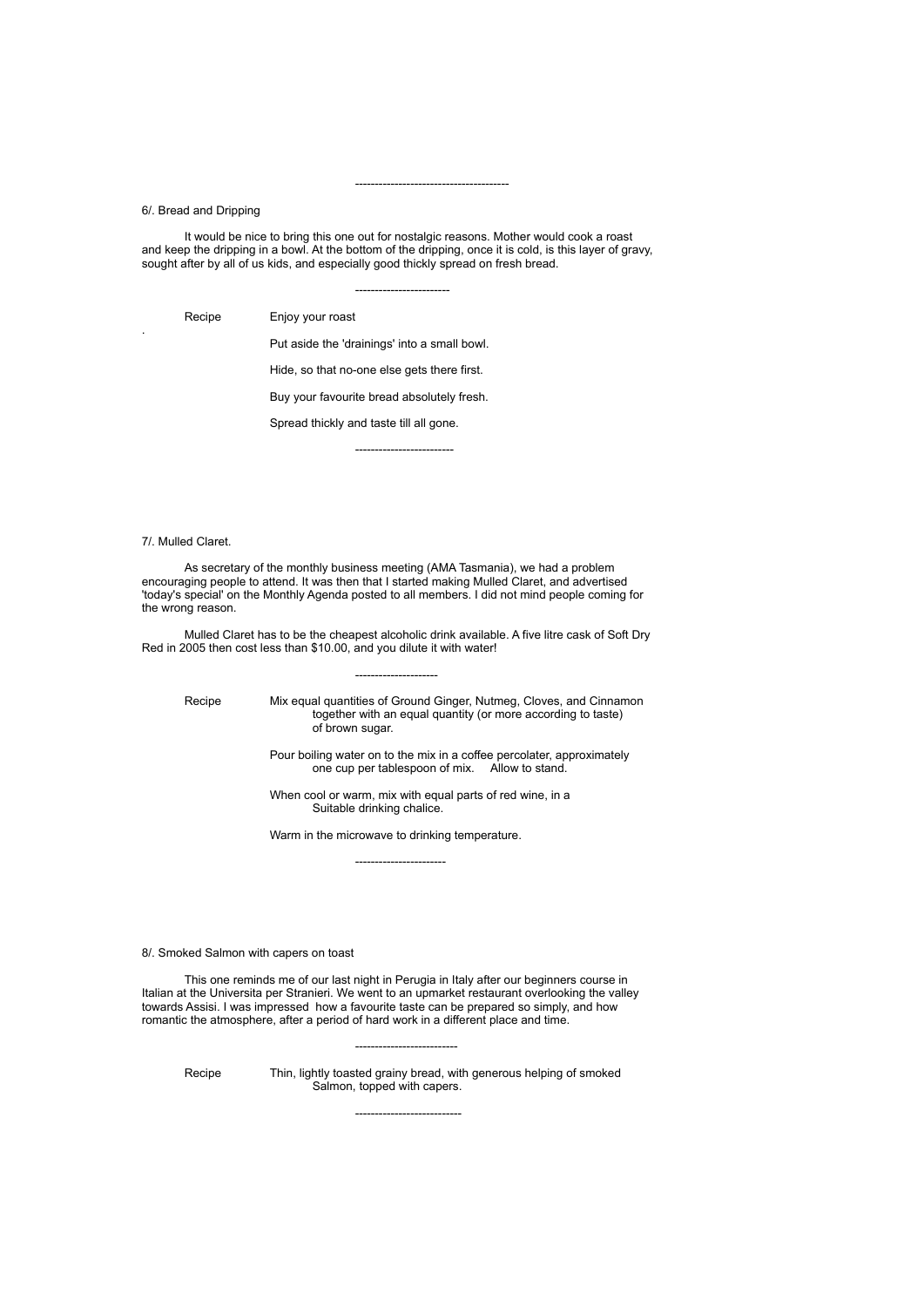---------------------------------------

6/. Bread and Dripping

It would be nice to bring this one out for nostalgic reasons. Mother would cook a roast and keep the dripping in a bowl. At the bottom of the dripping, once it is cold, is this layer of gravy, sought after by all of us kids, and especially good thickly spread on fresh bread.

------------------------

Recipe

Enjoy your roast

Put aside the 'drainings' into a small bowl.

Hide, so that no-one else gets there first.

Buy your favourite bread absolutely fresh.

Spread thickly and taste till all gone.

-------------------------

7/. Mulled Claret.

As secretary of the monthly business meeting (AMA Tasmania), we had a problem encouraging people to attend. It was then that I started making Mulled Claret, and advertised 'today's special' on the Monthly Agenda posted to all members. I did not mind people coming for the wrong reason.

Mulled Claret has to be the cheapest alcoholic drink available. A five litre cask of Soft Dry Red in 2005 then cost less than $10.00, and you dilute it with water!

---------------------

Recipe

Mix equal quantities of Ground Ginger, Nutmeg, Cloves, and Cinnamon together with an equal quantity (or more according to taste) of brown sugar.

Pour boiling water on to the mix in a coffee percolater, approximately one cup per tablespoon of mix. Allow to stand.

When cool or warm, mix with equal parts of red wine, in a Suitable drinking chalice.

Warm in the microwave to drinking temperature.

-----------------------

8/. Smoked Salmon with capers on toast

This one reminds me of our last night in Perugia in Italy after our beginners course in Italian at the Universita per Stranieri. We went to an upmarket restaurant overlooking the valley towards Assisi. I was impressed how a favourite taste can be prepared so simply, and how romantic the atmosphere, after a period of hard work in a different place and time.

--------------------------

Recipe

Thin, lightly toasted grainy bread, with generous helping of smoked Salmon, topped with capers.

---------------------------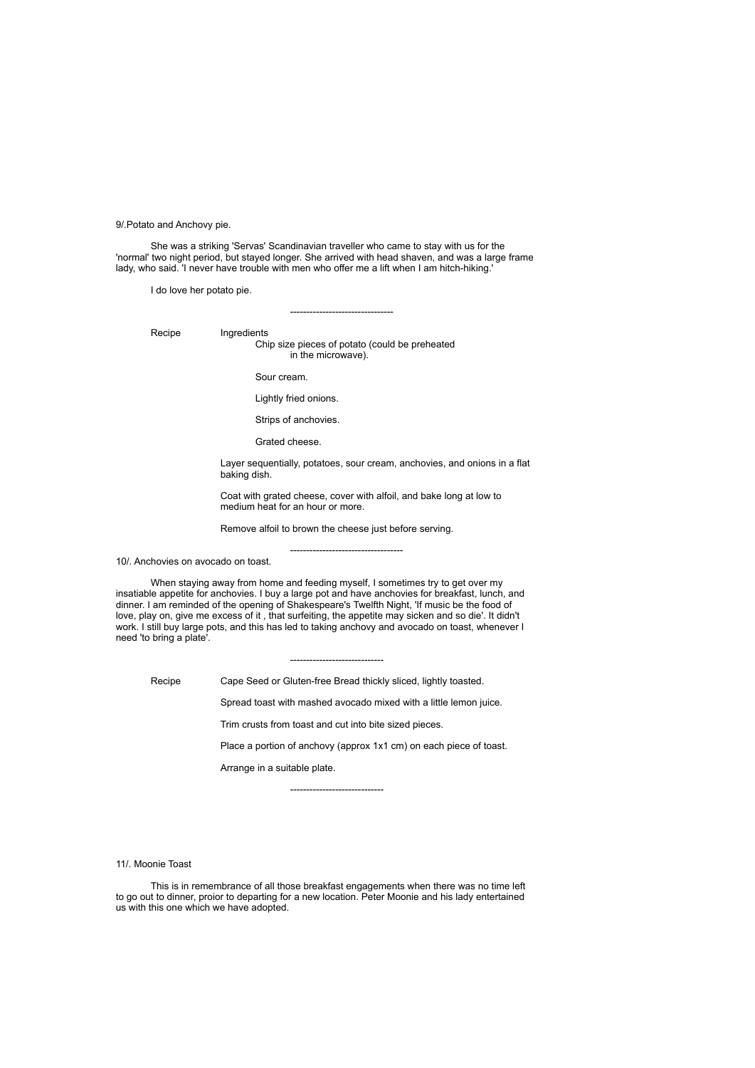9/.Potato and Anchovy pie.

She was a striking 'Servas' Scandinavian traveller who came to stay with us for the 'normal' two night period, but stayed longer. She arrived with head shaven, and was a large frame lady, who said. 'I never have trouble with men who offer me a lift when I am hitch-hiking.'

I do love her potato pie.

--------------------------------

Recipe

Ingredients

Chip size pieces of potato (could be preheated in the microwave).

Sour cream.

Lightly fried onions.

Strips of anchovies.

Grated cheese.

Layer sequentially, potatoes, sour cream, anchovies, and onions in a flat baking dish.

Coat with grated cheese, cover with alfoil, and bake long at low to medium heat for an hour or more.

Remove alfoil to brown the cheese just before serving.

-----------------------------------

10/. Anchovies on avocado on toast.

When staying away from home and feeding myself, I sometimes try to get over my insatiable appetite for anchovies. I buy a large pot and have anchovies for breakfast, lunch, and dinner. I am reminded of the opening of Shakespeare's Twelfth Night, 'If music be the food of love, play on, give me excess of it , that surfeiting, the appetite may sicken and so die'. It didn't work. I still buy large pots, and this has led to taking anchovy and avocado on toast, whenever I need 'to bring a plate'.

-----------------------------

Recipe

Cape Seed or Gluten-free Bread thickly sliced, lightly toasted.

Spread toast with mashed avocado mixed with a little lemon juice.

Trim crusts from toast and cut into bite sized pieces.

Place a portion of anchovy (approx 1x1 cm) on each piece of toast.

Arrange in a suitable plate.

-----------------------------

11/. Moonie Toast

This is in remembrance of all those breakfast engagements when there was no time left to go out to dinner, proior to departing for a new location. Peter Moonie and his lady entertained us with this one which we have adopted.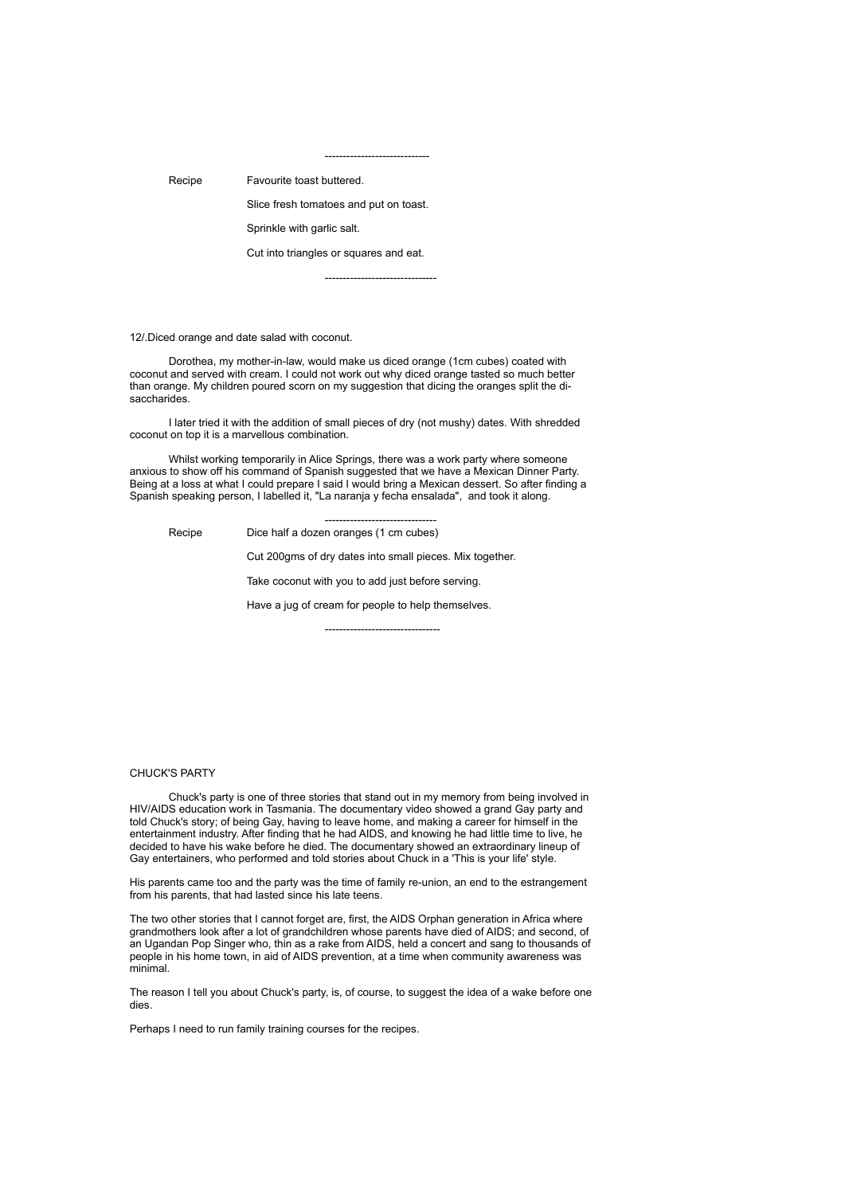-----------------------------

Recipe	Favourite toast buttered.

Slice fresh tomatoes and put on toast.

Sprinkle with garlic salt.

Cut into triangles or squares and eat.

-------------------------------

12/.Diced orange and date salad with coconut.

Dorothea, my mother-in-law, would make us diced orange (1cm cubes) coated with coconut and served with cream. I could not work out why diced orange tasted so much better than orange. My children poured scorn on my suggestion that dicing the oranges split the di-saccharides.

I later tried it with the addition of small pieces of dry (not mushy) dates. With shredded coconut on top it is a marvellous combination.

Whilst working temporarily in Alice Springs, there was a work party where someone anxious to show off his command of Spanish suggested that we have a Mexican Dinner Party. Being at a loss at what I could prepare I said I would bring a Mexican dessert. So after finding a Spanish speaking person, I labelled it, "La naranja y fecha ensalada", and took it along.

-------------------------------

Recipe	Dice half a dozen oranges (1 cm cubes)

Cut 200gms of dry dates into small pieces. Mix together.

Take coconut with you to add just before serving.

Have a jug of cream for people to help themselves.

--------------------------------

CHUCK'S PARTY

Chuck's party is one of three stories that stand out in my memory from being involved in HIV/AIDS education work in Tasmania. The documentary video showed a grand Gay party and told Chuck's story; of being Gay, having to leave home, and making a career for himself in the entertainment industry. After finding that he had AIDS, and knowing he had little time to live, he decided to have his wake before he died. The documentary showed an extraordinary lineup of Gay entertainers, who performed and told stories about Chuck in a 'This is your life' style.

His parents came too and the party was the time of family re-union, an end to the estrangement from his parents, that had lasted since his late teens.

The two other stories that I cannot forget are, first, the AIDS Orphan generation in Africa where grandmothers look after a lot of grandchildren whose parents have died of AIDS; and second, of an Ugandan Pop Singer who, thin as a rake from AIDS, held a concert and sang to thousands of people in his home town, in aid of AIDS prevention, at a time when community awareness was minimal.

The reason I tell you about Chuck's party, is, of course, to suggest the idea of a wake before one dies.

Perhaps I need to run family training courses for the recipes.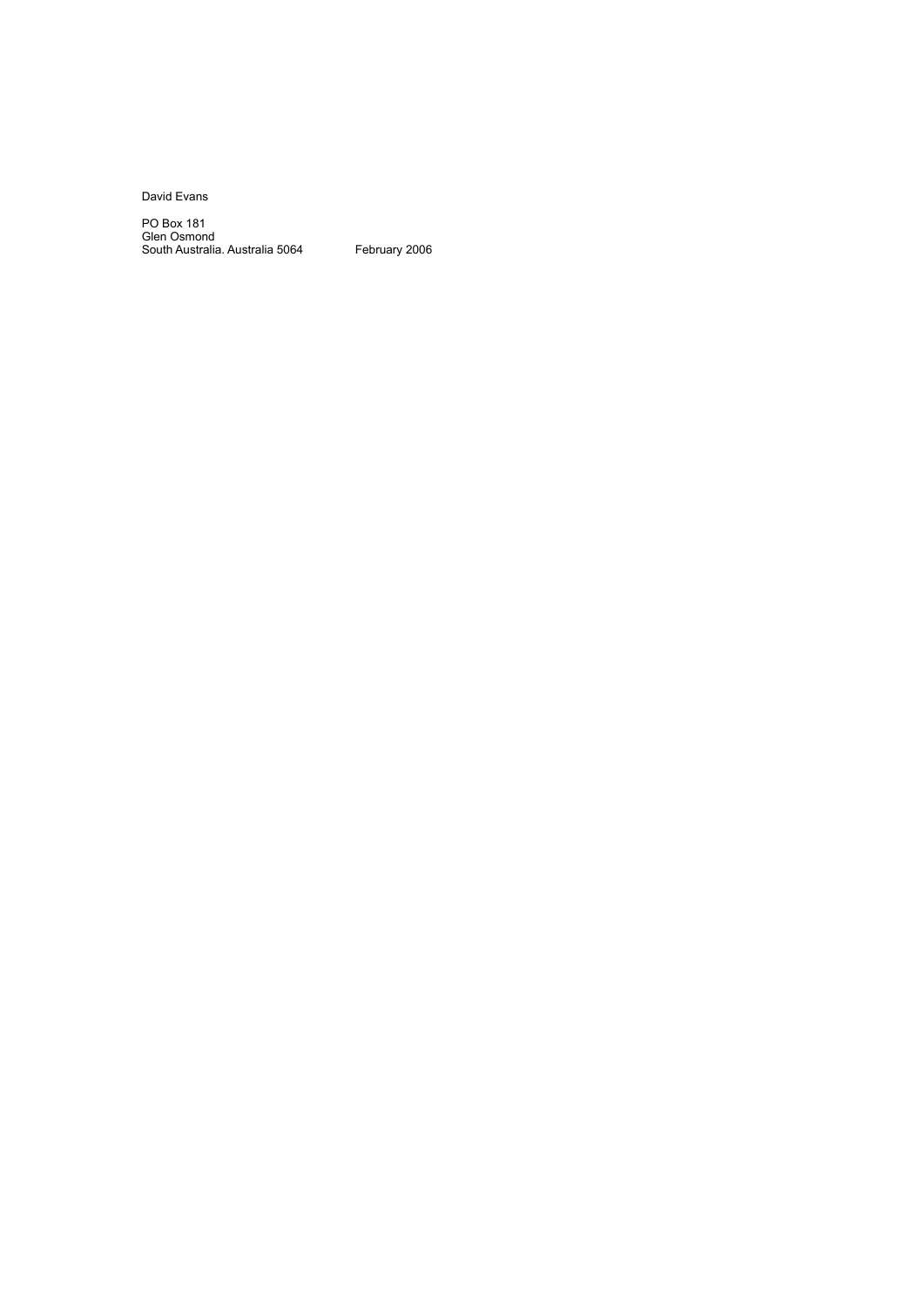David Evans

PO Box 181
Glen Osmond
South Australia. Australia 5064 February 2006